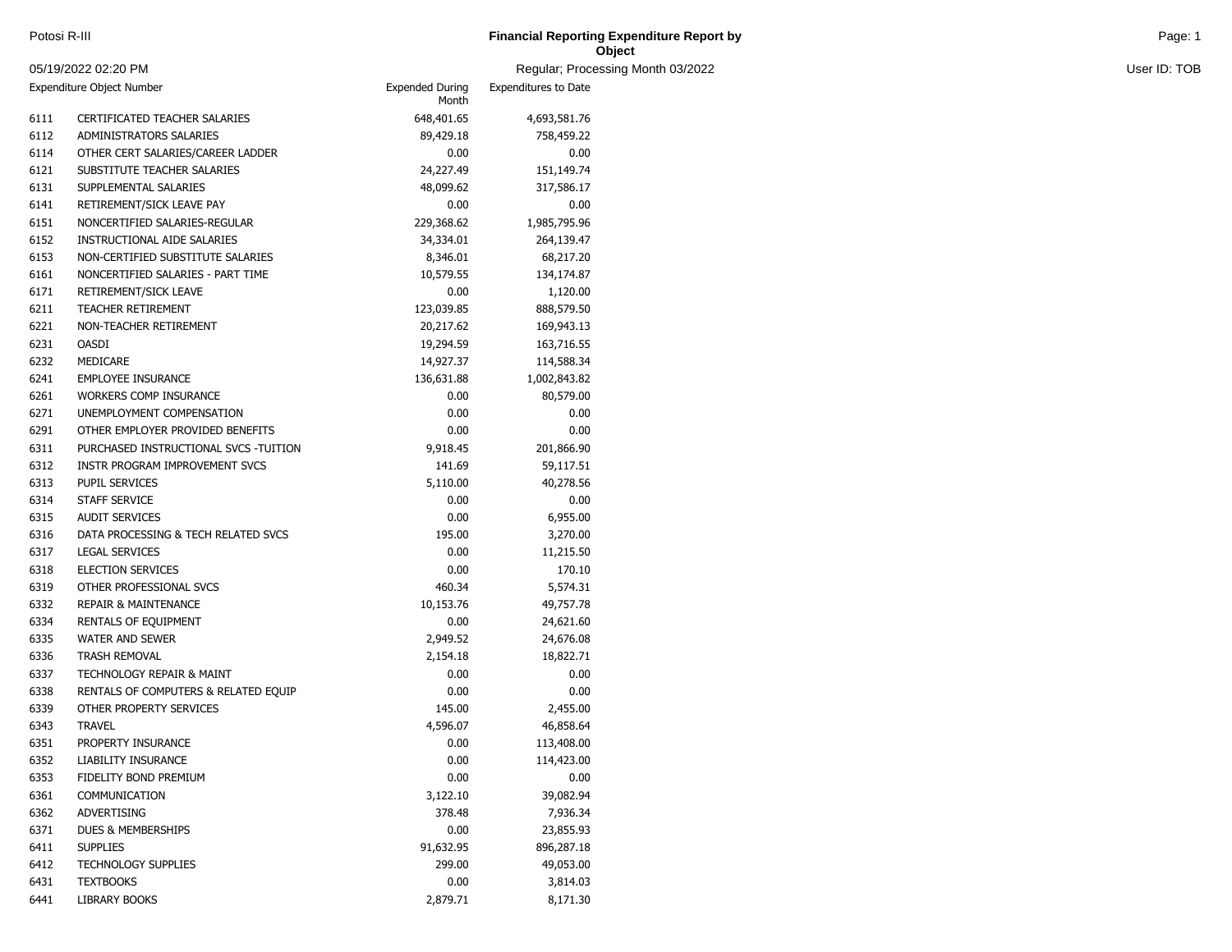# Potosi R-III

## Financial Reporting Expenditure Report by Object

05/19/2022 02:20 PM — Regular; Processing Month 03/2022 — User ID: TOB

| Expenditure Object Number | | Expended During Month | Expenditures to Date |
|---|---|---|---|
| 6111 | CERTIFICATED TEACHER SALARIES | 648,401.65 | 4,693,581.76 |
| 6112 | ADMINISTRATORS SALARIES | 89,429.18 | 758,459.22 |
| 6114 | OTHER CERT SALARIES/CAREER LADDER | 0.00 | 0.00 |
| 6121 | SUBSTITUTE TEACHER SALARIES | 24,227.49 | 151,149.74 |
| 6131 | SUPPLEMENTAL SALARIES | 48,099.62 | 317,586.17 |
| 6141 | RETIREMENT/SICK LEAVE PAY | 0.00 | 0.00 |
| 6151 | NONCERTIFIED SALARIES-REGULAR | 229,368.62 | 1,985,795.96 |
| 6152 | INSTRUCTIONAL AIDE SALARIES | 34,334.01 | 264,139.47 |
| 6153 | NON-CERTIFIED SUBSTITUTE SALARIES | 8,346.01 | 68,217.20 |
| 6161 | NONCERTIFIED SALARIES - PART TIME | 10,579.55 | 134,174.87 |
| 6171 | RETIREMENT/SICK LEAVE | 0.00 | 1,120.00 |
| 6211 | TEACHER RETIREMENT | 123,039.85 | 888,579.50 |
| 6221 | NON-TEACHER RETIREMENT | 20,217.62 | 169,943.13 |
| 6231 | OASDI | 19,294.59 | 163,716.55 |
| 6232 | MEDICARE | 14,927.37 | 114,588.34 |
| 6241 | EMPLOYEE INSURANCE | 136,631.88 | 1,002,843.82 |
| 6261 | WORKERS COMP INSURANCE | 0.00 | 80,579.00 |
| 6271 | UNEMPLOYMENT COMPENSATION | 0.00 | 0.00 |
| 6291 | OTHER EMPLOYER PROVIDED BENEFITS | 0.00 | 0.00 |
| 6311 | PURCHASED INSTRUCTIONAL SVCS -TUITION | 9,918.45 | 201,866.90 |
| 6312 | INSTR PROGRAM IMPROVEMENT SVCS | 141.69 | 59,117.51 |
| 6313 | PUPIL SERVICES | 5,110.00 | 40,278.56 |
| 6314 | STAFF SERVICE | 0.00 | 0.00 |
| 6315 | AUDIT SERVICES | 0.00 | 6,955.00 |
| 6316 | DATA PROCESSING & TECH RELATED SVCS | 195.00 | 3,270.00 |
| 6317 | LEGAL SERVICES | 0.00 | 11,215.50 |
| 6318 | ELECTION SERVICES | 0.00 | 170.10 |
| 6319 | OTHER PROFESSIONAL SVCS | 460.34 | 5,574.31 |
| 6332 | REPAIR & MAINTENANCE | 10,153.76 | 49,757.78 |
| 6334 | RENTALS OF EQUIPMENT | 0.00 | 24,621.60 |
| 6335 | WATER AND SEWER | 2,949.52 | 24,676.08 |
| 6336 | TRASH REMOVAL | 2,154.18 | 18,822.71 |
| 6337 | TECHNOLOGY REPAIR & MAINT | 0.00 | 0.00 |
| 6338 | RENTALS OF COMPUTERS & RELATED EQUIP | 0.00 | 0.00 |
| 6339 | OTHER PROPERTY SERVICES | 145.00 | 2,455.00 |
| 6343 | TRAVEL | 4,596.07 | 46,858.64 |
| 6351 | PROPERTY INSURANCE | 0.00 | 113,408.00 |
| 6352 | LIABILITY INSURANCE | 0.00 | 114,423.00 |
| 6353 | FIDELITY BOND PREMIUM | 0.00 | 0.00 |
| 6361 | COMMUNICATION | 3,122.10 | 39,082.94 |
| 6362 | ADVERTISING | 378.48 | 7,936.34 |
| 6371 | DUES & MEMBERSHIPS | 0.00 | 23,855.93 |
| 6411 | SUPPLIES | 91,632.95 | 896,287.18 |
| 6412 | TECHNOLOGY SUPPLIES | 299.00 | 49,053.00 |
| 6431 | TEXTBOOKS | 0.00 | 3,814.03 |
| 6441 | LIBRARY BOOKS | 2,879.71 | 8,171.30 |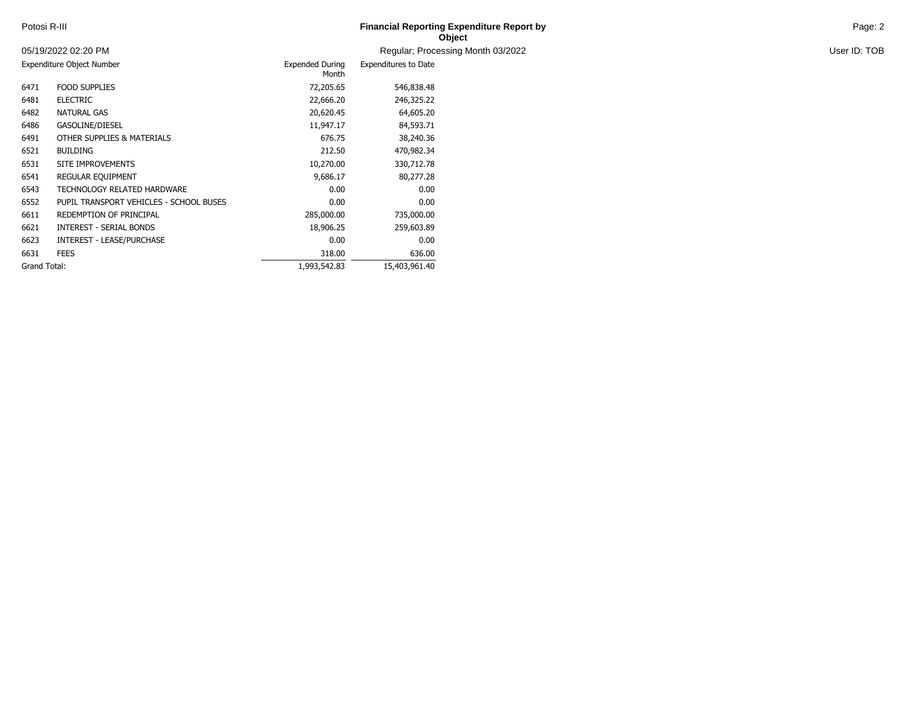**Financial Reporting Expenditure Report by Object**

Potosi R-III

05/19/2022 02:20 PM

Regular; Processing Month 03/2022

User ID: TOB

| Expenditure Object Number | | Expended During Month | Expenditures to Date |
|---|---|---|---|
| 6471 | FOOD SUPPLIES | 72,205.65 | 546,838.48 |
| 6481 | ELECTRIC | 22,666.20 | 246,325.22 |
| 6482 | NATURAL GAS | 20,620.45 | 64,605.20 |
| 6486 | GASOLINE/DIESEL | 11,947.17 | 84,593.71 |
| 6491 | OTHER SUPPLIES & MATERIALS | 676.75 | 38,240.36 |
| 6521 | BUILDING | 212.50 | 470,982.34 |
| 6531 | SITE IMPROVEMENTS | 10,270.00 | 330,712.78 |
| 6541 | REGULAR EQUIPMENT | 9,686.17 | 80,277.28 |
| 6543 | TECHNOLOGY RELATED HARDWARE | 0.00 | 0.00 |
| 6552 | PUPIL TRANSPORT VEHICLES - SCHOOL BUSES | 0.00 | 0.00 |
| 6611 | REDEMPTION OF PRINCIPAL | 285,000.00 | 735,000.00 |
| 6621 | INTEREST - SERIAL BONDS | 18,906.25 | 259,603.89 |
| 6623 | INTEREST - LEASE/PURCHASE | 0.00 | 0.00 |
| 6631 | FEES | 318.00 | 636.00 |
| Grand Total: | | 1,993,542.83 | 15,403,961.40 |